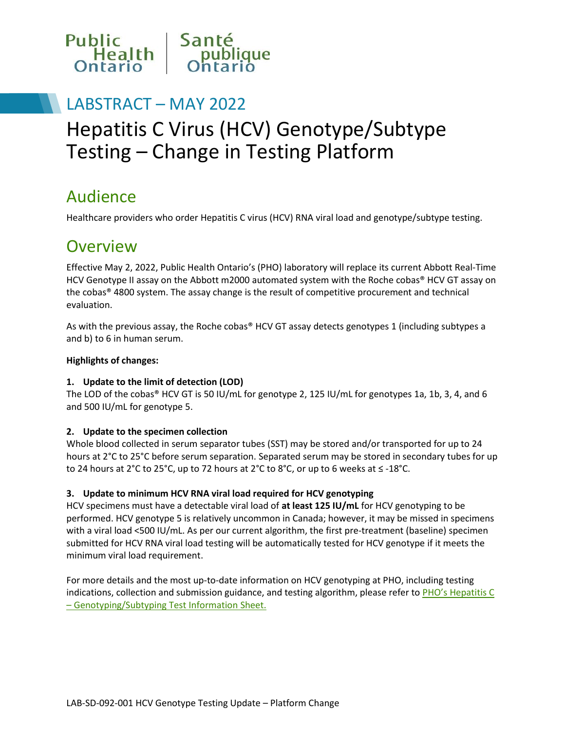Public Health Ontario | Santé publique Ontario

## LABSTRACT – MAY 2022

# Hepatitis C Virus (HCV) Genotype/Subtype Testing – Change in Testing Platform

## Audience

Healthcare providers who order Hepatitis C virus (HCV) RNA viral load and genotype/subtype testing.

## Overview

Effective May 2, 2022, Public Health Ontario's (PHO) laboratory will replace its current Abbott Real-Time HCV Genotype II assay on the Abbott m2000 automated system with the Roche cobas® HCV GT assay on the cobas® 4800 system. The assay change is the result of competitive procurement and technical evaluation.

As with the previous assay, the Roche cobas® HCV GT assay detects genotypes 1 (including subtypes a and b) to 6 in human serum.

**Highlights of changes:**

**1. Update to the limit of detection (LOD)**

The LOD of the cobas® HCV GT is 50 IU/mL for genotype 2, 125 IU/mL for genotypes 1a, 1b, 3, 4, and 6 and 500 IU/mL for genotype 5.

**2. Update to the specimen collection**

Whole blood collected in serum separator tubes (SST) may be stored and/or transported for up to 24 hours at 2°C to 25°C before serum separation. Separated serum may be stored in secondary tubes for up to 24 hours at 2°C to 25°C, up to 72 hours at 2°C to 8°C, or up to 6 weeks at ≤ -18°C.

**3. Update to minimum HCV RNA viral load required for HCV genotyping**

HCV specimens must have a detectable viral load of **at least 125 IU/mL** for HCV genotyping to be performed. HCV genotype 5 is relatively uncommon in Canada; however, it may be missed in specimens with a viral load <500 IU/mL. As per our current algorithm, the first pre-treatment (baseline) specimen submitted for HCV RNA viral load testing will be automatically tested for HCV genotype if it meets the minimum viral load requirement.

For more details and the most up-to-date information on HCV genotyping at PHO, including testing indications, collection and submission guidance, and testing algorithm, please refer to PHO's Hepatitis C – Genotyping/Subtyping Test Information Sheet.

LAB-SD-092-001 HCV Genotype Testing Update – Platform Change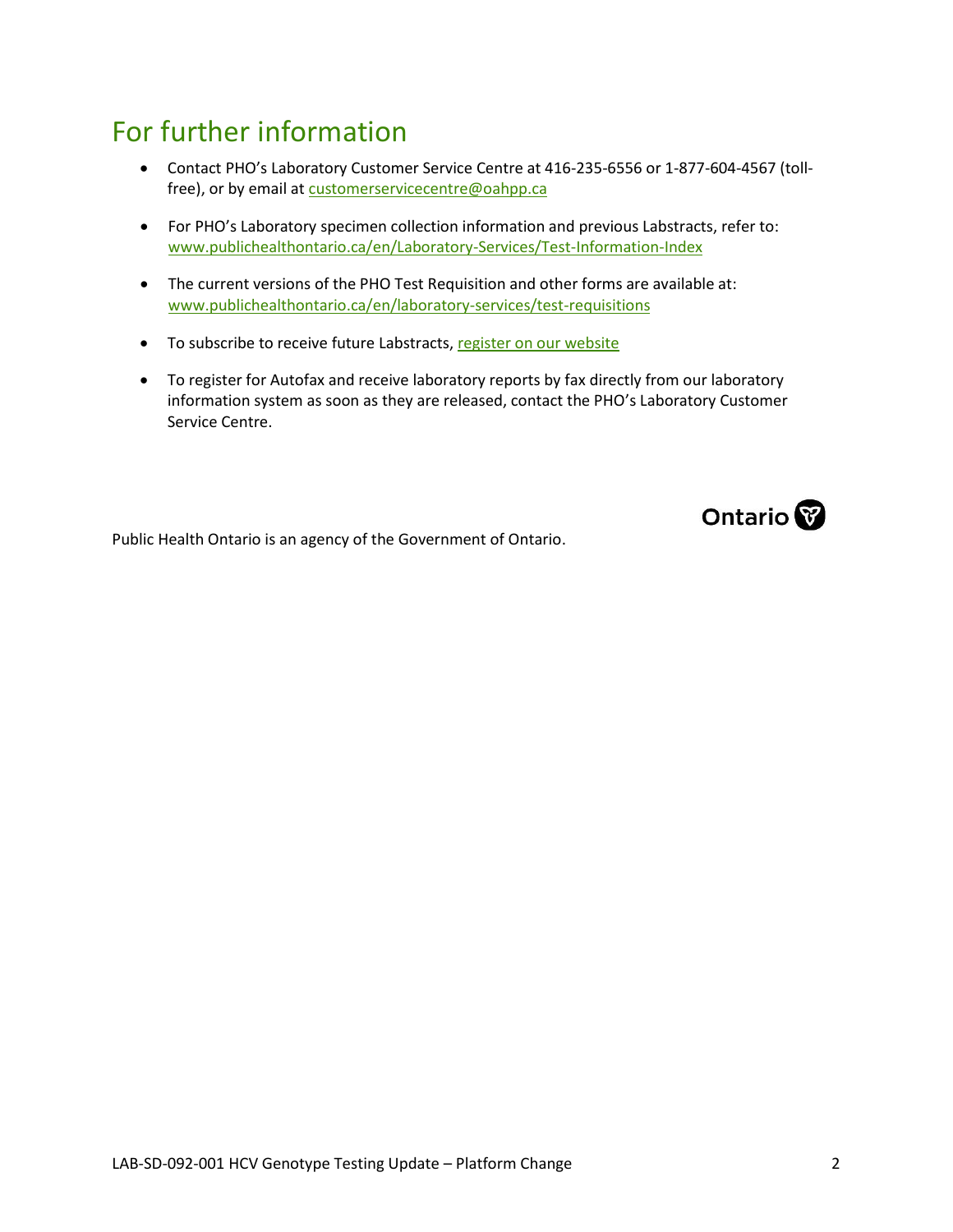# For further information

- Contact PHO's Laboratory Customer Service Centre at 416-235-6556 or 1-877-604-4567 (toll-free), or by email at customerservicecentre@oahpp.ca
- For PHO's Laboratory specimen collection information and previous Labstracts, refer to: www.publichealthontario.ca/en/Laboratory-Services/Test-Information-Index
- The current versions of the PHO Test Requisition and other forms are available at: www.publichealthontario.ca/en/laboratory-services/test-requisitions
- To subscribe to receive future Labstracts, register on our website
- To register for Autofax and receive laboratory reports by fax directly from our laboratory information system as soon as they are released, contact the PHO's Laboratory Customer Service Centre.

Ontario

Public Health Ontario is an agency of the Government of Ontario.